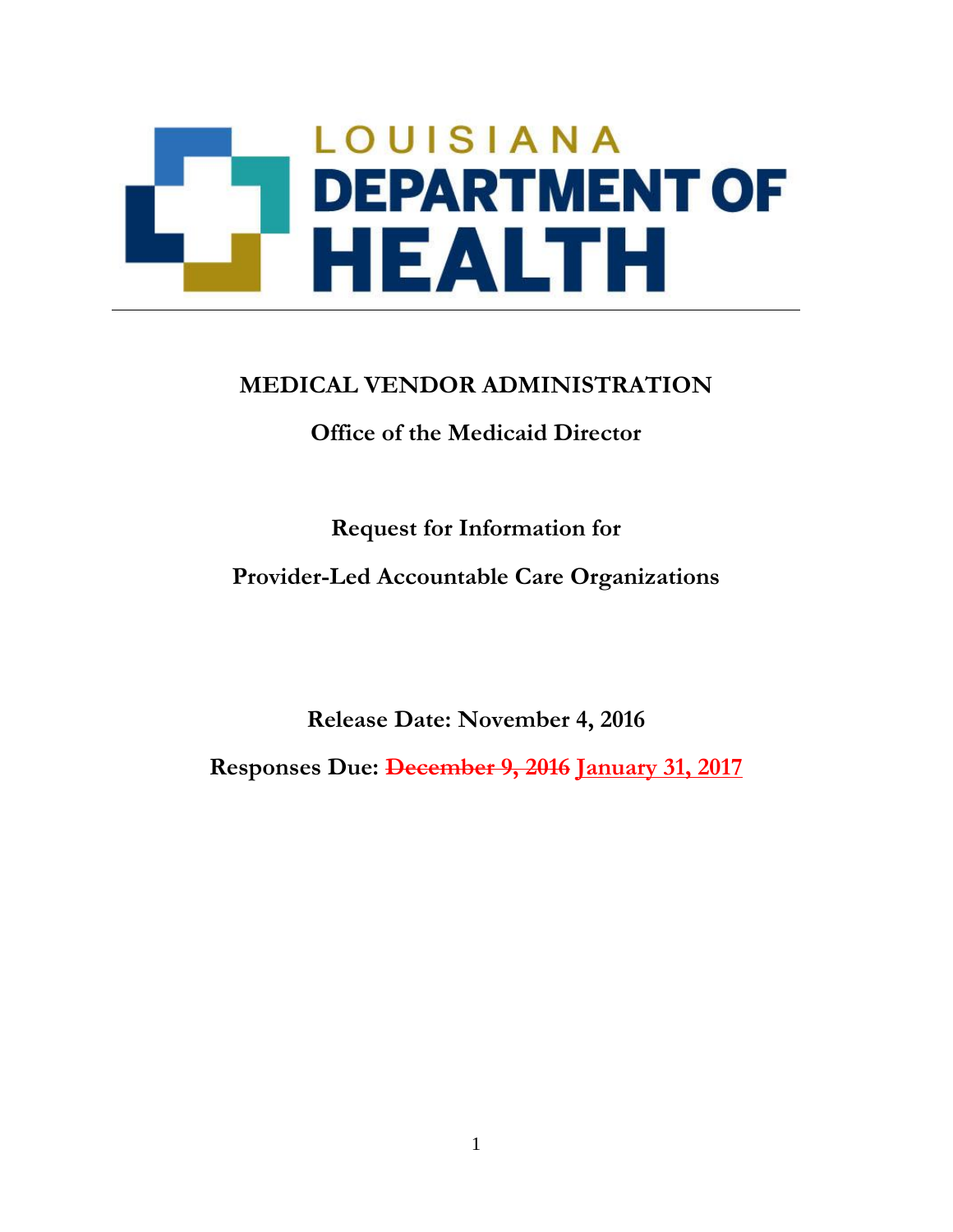LOUISIANA

DEPARTMENT OF HEALTH

# MEDICAL VENDOR ADMINISTRATION

## Office of the Medicaid Director

## Request for Information for Provider-Led Accountable Care Organizations

**Release Date: November 4, 2016**

**Responses Due: ~~December 9, 2016~~ January 31, 2017**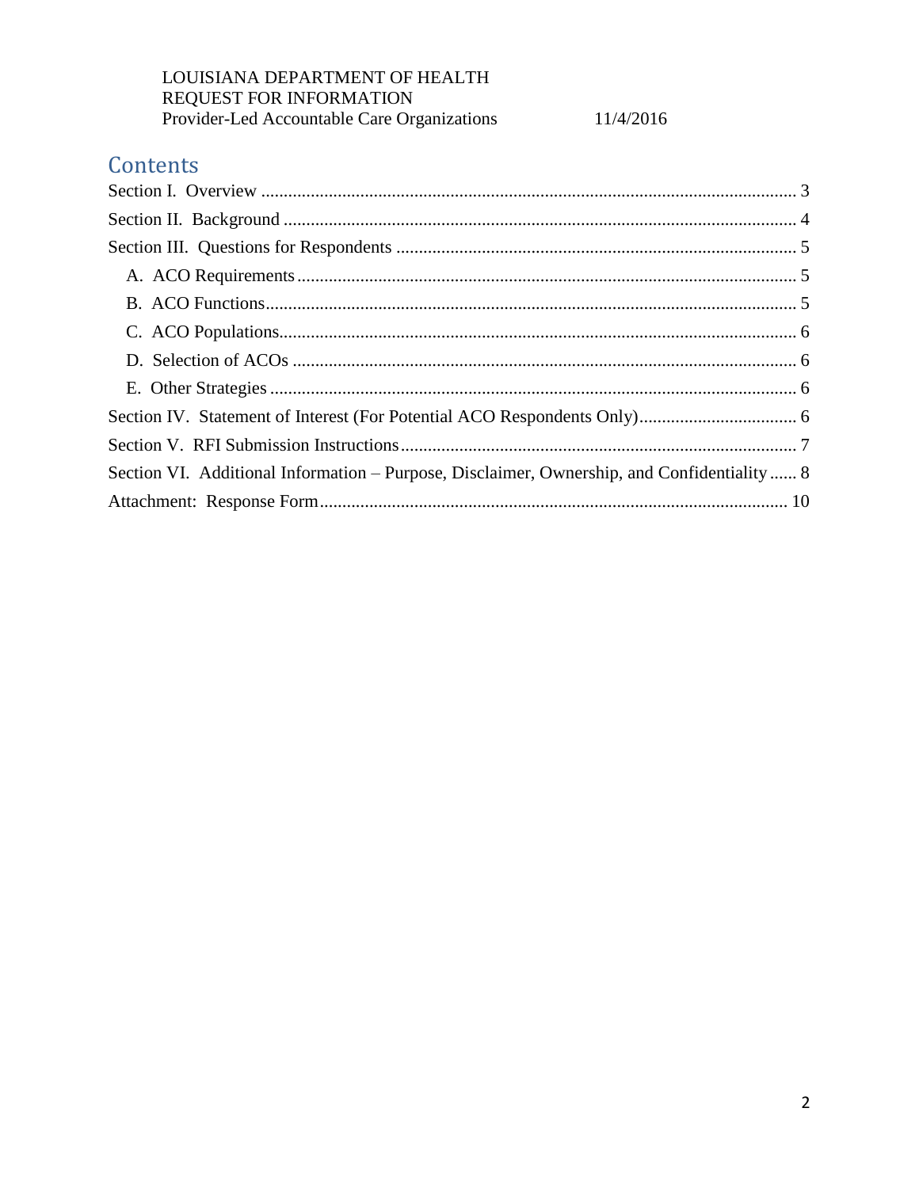LOUISIANA DEPARTMENT OF HEALTH
REQUEST FOR INFORMATION
Provider-Led Accountable Care Organizations 11/4/2016

# Contents

- Section I. Overview ..... 3
- Section II. Background ..... 4
- Section III. Questions for Respondents ..... 5
  - A. ACO Requirements ..... 5
  - B. ACO Functions ..... 5
  - C. ACO Populations ..... 6
  - D. Selection of ACOs ..... 6
  - E. Other Strategies ..... 6
- Section IV. Statement of Interest (For Potential ACO Respondents Only) ..... 6
- Section V. RFI Submission Instructions ..... 7
- Section VI. Additional Information – Purpose, Disclaimer, Ownership, and Confidentiality ..... 8
- Attachment: Response Form ..... 10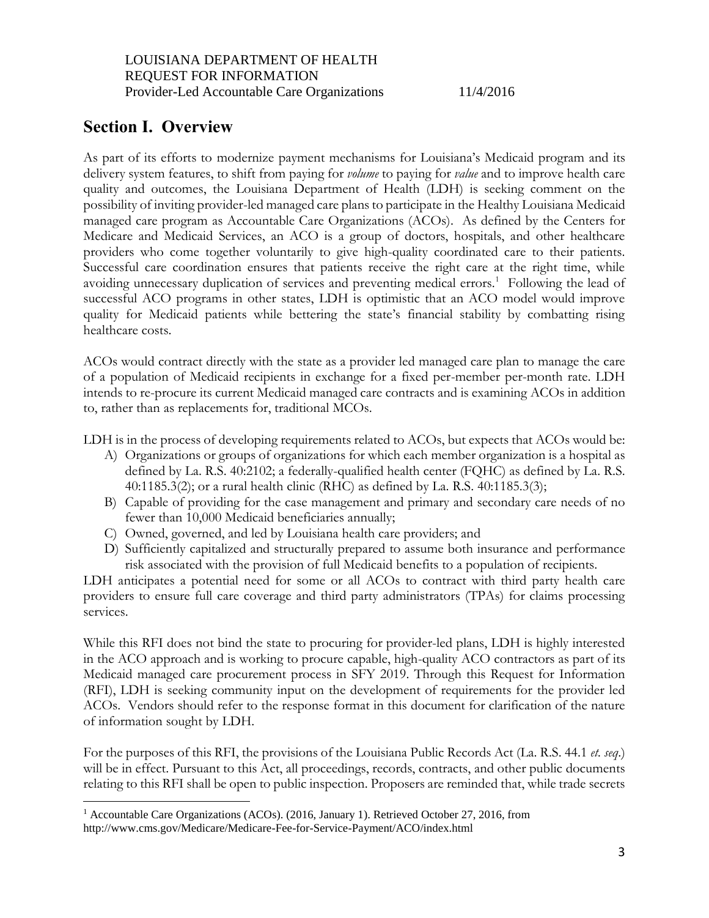# Section I. Overview

As part of its efforts to modernize payment mechanisms for Louisiana's Medicaid program and its delivery system features, to shift from paying for *volume* to paying for *value* and to improve health care quality and outcomes, the Louisiana Department of Health (LDH) is seeking comment on the possibility of inviting provider-led managed care plans to participate in the Healthy Louisiana Medicaid managed care program as Accountable Care Organizations (ACOs). As defined by the Centers for Medicare and Medicaid Services, an ACO is a group of doctors, hospitals, and other healthcare providers who come together voluntarily to give high-quality coordinated care to their patients. Successful care coordination ensures that patients receive the right care at the right time, while avoiding unnecessary duplication of services and preventing medical errors.[1] Following the lead of successful ACO programs in other states, LDH is optimistic that an ACO model would improve quality for Medicaid patients while bettering the state's financial stability by combatting rising healthcare costs.

ACOs would contract directly with the state as a provider led managed care plan to manage the care of a population of Medicaid recipients in exchange for a fixed per-member per-month rate. LDH intends to re-procure its current Medicaid managed care contracts and is examining ACOs in addition to, rather than as replacements for, traditional MCOs.

LDH is in the process of developing requirements related to ACOs, but expects that ACOs would be:

A) Organizations or groups of organizations for which each member organization is a hospital as defined by La. R.S. 40:2102; a federally-qualified health center (FQHC) as defined by La. R.S. 40:1185.3(2); or a rural health clinic (RHC) as defined by La. R.S. 40:1185.3(3);
B) Capable of providing for the case management and primary and secondary care needs of no fewer than 10,000 Medicaid beneficiaries annually;
C) Owned, governed, and led by Louisiana health care providers; and
D) Sufficiently capitalized and structurally prepared to assume both insurance and performance risk associated with the provision of full Medicaid benefits to a population of recipients.

LDH anticipates a potential need for some or all ACOs to contract with third party health care providers to ensure full care coverage and third party administrators (TPAs) for claims processing services.

While this RFI does not bind the state to procuring for provider-led plans, LDH is highly interested in the ACO approach and is working to procure capable, high-quality ACO contractors as part of its Medicaid managed care procurement process in SFY 2019. Through this Request for Information (RFI), LDH is seeking community input on the development of requirements for the provider led ACOs. Vendors should refer to the response format in this document for clarification of the nature of information sought by LDH.

For the purposes of this RFI, the provisions of the Louisiana Public Records Act (La. R.S. 44.1 *et. seq.*) will be in effect. Pursuant to this Act, all proceedings, records, contracts, and other public documents relating to this RFI shall be open to public inspection. Proposers are reminded that, while trade secrets

[1] Accountable Care Organizations (ACOs). (2016, January 1). Retrieved October 27, 2016, from http://www.cms.gov/Medicare/Medicare-Fee-for-Service-Payment/ACO/index.html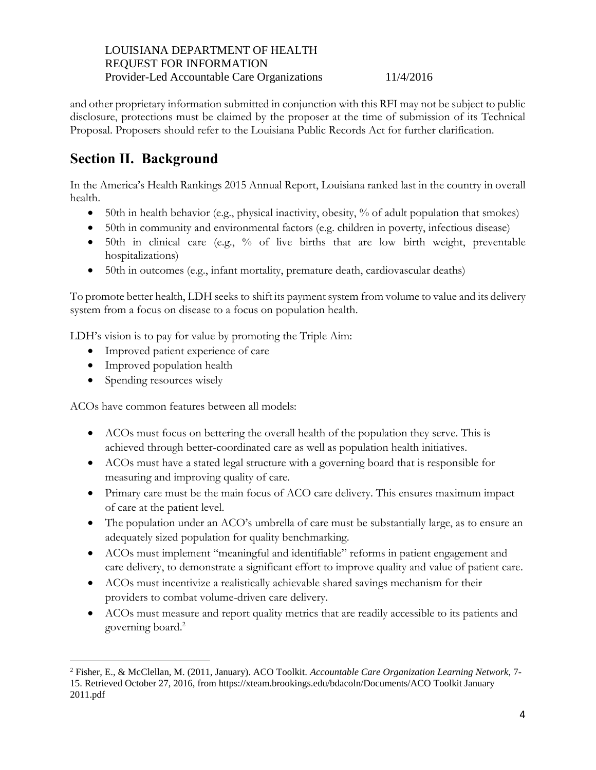and other proprietary information submitted in conjunction with this RFI may not be subject to public disclosure, protections must be claimed by the proposer at the time of submission of its Technical Proposal. Proposers should refer to the Louisiana Public Records Act for further clarification.

## Section II. Background

In the America's Health Rankings 2015 Annual Report, Louisiana ranked last in the country in overall health.

- 50th in health behavior (e.g., physical inactivity, obesity, % of adult population that smokes)
- 50th in community and environmental factors (e.g. children in poverty, infectious disease)
- 50th in clinical care (e.g., % of live births that are low birth weight, preventable hospitalizations)
- 50th in outcomes (e.g., infant mortality, premature death, cardiovascular deaths)

To promote better health, LDH seeks to shift its payment system from volume to value and its delivery system from a focus on disease to a focus on population health.

LDH's vision is to pay for value by promoting the Triple Aim:

- Improved patient experience of care
- Improved population health
- Spending resources wisely

ACOs have common features between all models:

- ACOs must focus on bettering the overall health of the population they serve. This is achieved through better-coordinated care as well as population health initiatives.
- ACOs must have a stated legal structure with a governing board that is responsible for measuring and improving quality of care.
- Primary care must be the main focus of ACO care delivery. This ensures maximum impact of care at the patient level.
- The population under an ACO's umbrella of care must be substantially large, as to ensure an adequately sized population for quality benchmarking.
- ACOs must implement "meaningful and identifiable" reforms in patient engagement and care delivery, to demonstrate a significant effort to improve quality and value of patient care.
- ACOs must incentivize a realistically achievable shared savings mechanism for their providers to combat volume-driven care delivery.
- ACOs must measure and report quality metrics that are readily accessible to its patients and governing board.[2]

[2] Fisher, E., & McClellan, M. (2011, January). ACO Toolkit. *Accountable Care Organization Learning Network*, 7-15. Retrieved October 27, 2016, from https://xteam.brookings.edu/bdacoln/Documents/ACO Toolkit January 2011.pdf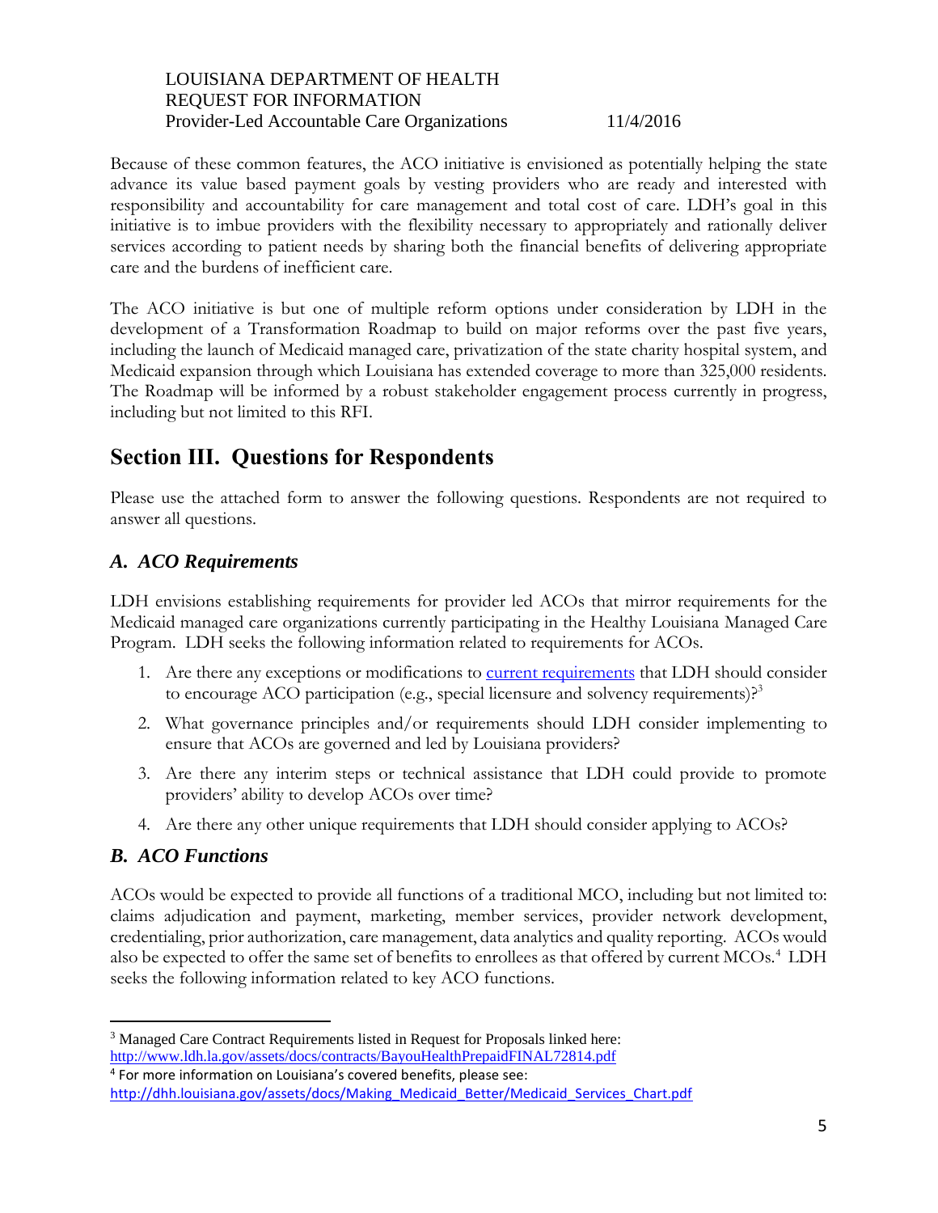Because of these common features, the ACO initiative is envisioned as potentially helping the state advance its value based payment goals by vesting providers who are ready and interested with responsibility and accountability for care management and total cost of care. LDH's goal in this initiative is to imbue providers with the flexibility necessary to appropriately and rationally deliver services according to patient needs by sharing both the financial benefits of delivering appropriate care and the burdens of inefficient care.

The ACO initiative is but one of multiple reform options under consideration by LDH in the development of a Transformation Roadmap to build on major reforms over the past five years, including the launch of Medicaid managed care, privatization of the state charity hospital system, and Medicaid expansion through which Louisiana has extended coverage to more than 325,000 residents. The Roadmap will be informed by a robust stakeholder engagement process currently in progress, including but not limited to this RFI.

## Section III. Questions for Respondents

Please use the attached form to answer the following questions. Respondents are not required to answer all questions.

### *A. ACO Requirements*

LDH envisions establishing requirements for provider led ACOs that mirror requirements for the Medicaid managed care organizations currently participating in the Healthy Louisiana Managed Care Program. LDH seeks the following information related to requirements for ACOs.

1. Are there any exceptions or modifications to [current requirements](http://www.ldh.la.gov/assets/docs/contracts/BayouHealthPrepaidFINAL72814.pdf) that LDH should consider to encourage ACO participation (e.g., special licensure and solvency requirements)?[3]
2. What governance principles and/or requirements should LDH consider implementing to ensure that ACOs are governed and led by Louisiana providers?
3. Are there any interim steps or technical assistance that LDH could provide to promote providers' ability to develop ACOs over time?
4. Are there any other unique requirements that LDH should consider applying to ACOs?

### *B. ACO Functions*

ACOs would be expected to provide all functions of a traditional MCO, including but not limited to: claims adjudication and payment, marketing, member services, provider network development, credentialing, prior authorization, care management, data analytics and quality reporting. ACOs would also be expected to offer the same set of benefits to enrollees as that offered by current MCOs.[4] LDH seeks the following information related to key ACO functions.

---

[3] Managed Care Contract Requirements listed in Request for Proposals linked here: http://www.ldh.la.gov/assets/docs/contracts/BayouHealthPrepaidFINAL72814.pdf

[4] For more information on Louisiana's covered benefits, please see: http://dhh.louisiana.gov/assets/docs/Making_Medicaid_Better/Medicaid_Services_Chart.pdf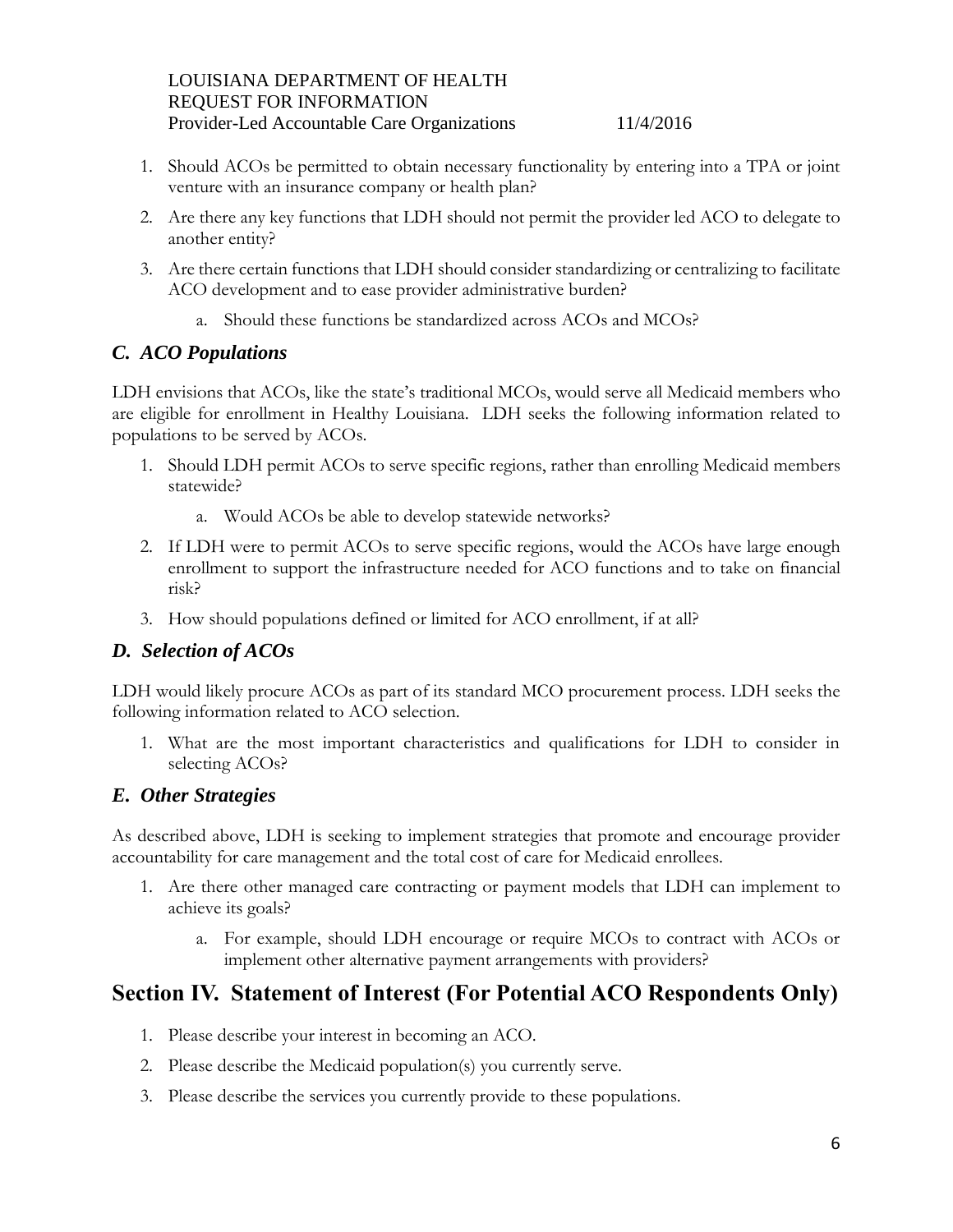1. Should ACOs be permitted to obtain necessary functionality by entering into a TPA or joint venture with an insurance company or health plan?
2. Are there any key functions that LDH should not permit the provider led ACO to delegate to another entity?
3. Are there certain functions that LDH should consider standardizing or centralizing to facilitate ACO development and to ease provider administrative burden?
    a. Should these functions be standardized across ACOs and MCOs?

### *C. ACO Populations*

LDH envisions that ACOs, like the state's traditional MCOs, would serve all Medicaid members who are eligible for enrollment in Healthy Louisiana. LDH seeks the following information related to populations to be served by ACOs.

1. Should LDH permit ACOs to serve specific regions, rather than enrolling Medicaid members statewide?
    a. Would ACOs be able to develop statewide networks?
2. If LDH were to permit ACOs to serve specific regions, would the ACOs have large enough enrollment to support the infrastructure needed for ACO functions and to take on financial risk?
3. How should populations defined or limited for ACO enrollment, if at all?

### *D. Selection of ACOs*

LDH would likely procure ACOs as part of its standard MCO procurement process. LDH seeks the following information related to ACO selection.

1. What are the most important characteristics and qualifications for LDH to consider in selecting ACOs?

### *E. Other Strategies*

As described above, LDH is seeking to implement strategies that promote and encourage provider accountability for care management and the total cost of care for Medicaid enrollees.

1. Are there other managed care contracting or payment models that LDH can implement to achieve its goals?
    a. For example, should LDH encourage or require MCOs to contract with ACOs or implement other alternative payment arrangements with providers?

## Section IV. Statement of Interest (For Potential ACO Respondents Only)

1. Please describe your interest in becoming an ACO.
2. Please describe the Medicaid population(s) you currently serve.
3. Please describe the services you currently provide to these populations.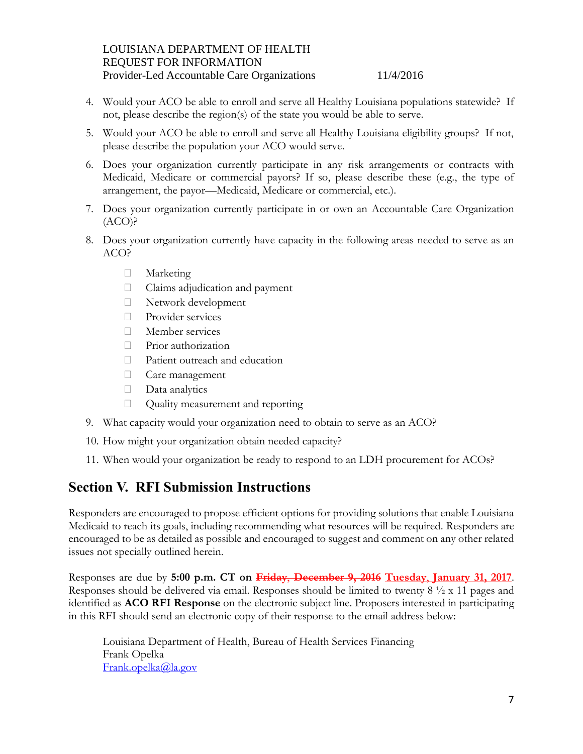4. Would your ACO be able to enroll and serve all Healthy Louisiana populations statewide? If not, please describe the region(s) of the state you would be able to serve.
5. Would your ACO be able to enroll and serve all Healthy Louisiana eligibility groups? If not, please describe the population your ACO would serve.
6. Does your organization currently participate in any risk arrangements or contracts with Medicaid, Medicare or commercial payors? If so, please describe these (e.g., the type of arrangement, the payor—Medicaid, Medicare or commercial, etc.).
7. Does your organization currently participate in or own an Accountable Care Organization (ACO)?
8. Does your organization currently have capacity in the following areas needed to serve as an ACO?
   - Marketing
   - Claims adjudication and payment
   - Network development
   - Provider services
   - Member services
   - Prior authorization
   - Patient outreach and education
   - Care management
   - Data analytics
   - Quality measurement and reporting
9. What capacity would your organization need to obtain to serve as an ACO?
10. How might your organization obtain needed capacity?
11. When would your organization be ready to respond to an LDH procurement for ACOs?

## Section V. RFI Submission Instructions

Responders are encouraged to propose efficient options for providing solutions that enable Louisiana Medicaid to reach its goals, including recommending what resources will be required. Responders are encouraged to be as detailed as possible and encouraged to suggest and comment on any other related issues not specially outlined herein.

Responses are due by **5:00 p.m. CT on** ~~Friday, December 9, 2016~~ Tuesday, January 31, 2017. Responses should be delivered via email. Responses should be limited to twenty 8 ½ x 11 pages and identified as **ACO RFI Response** on the electronic subject line. Proposers interested in participating in this RFI should send an electronic copy of their response to the email address below:

Louisiana Department of Health, Bureau of Health Services Financing
Frank Opelka
Frank.opelka@la.gov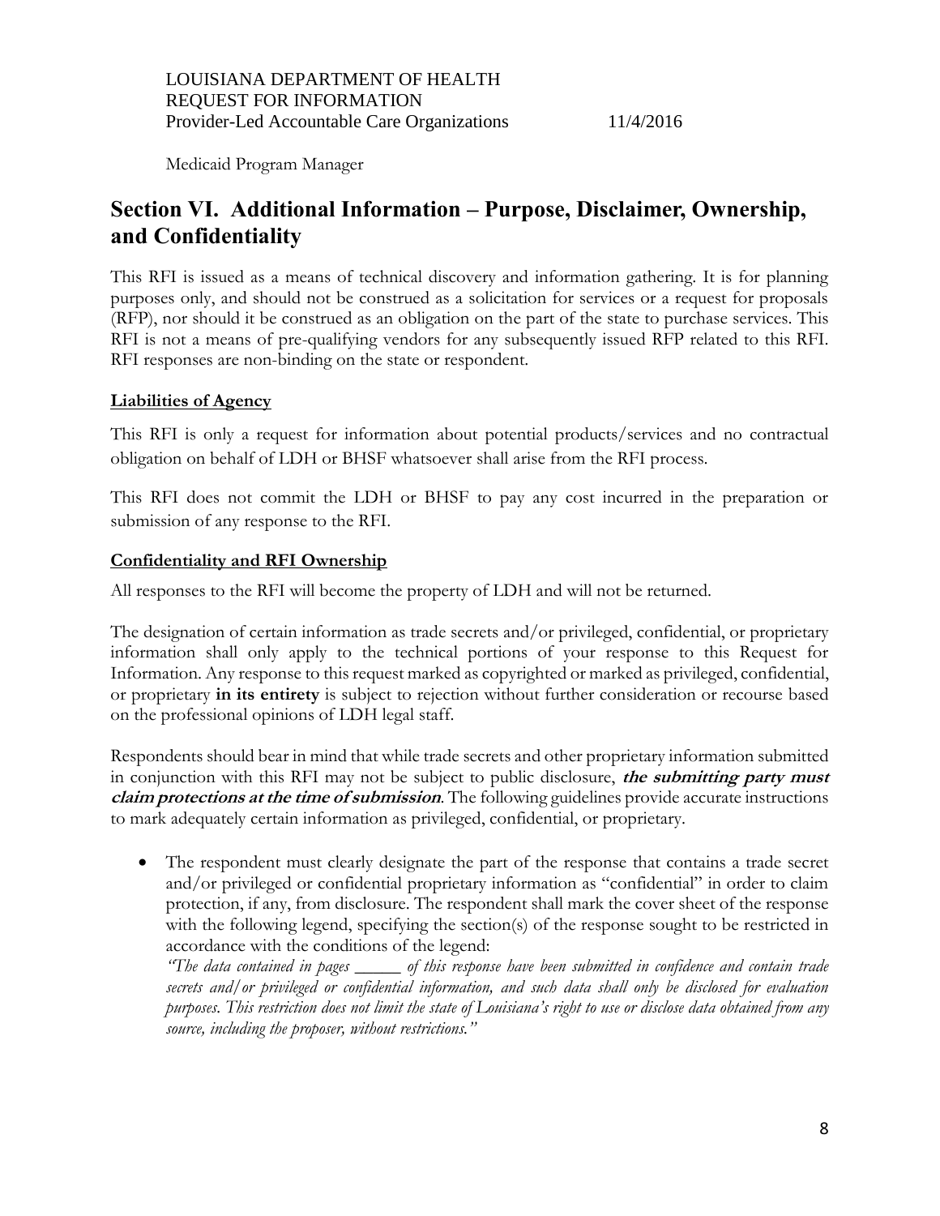Medicaid Program Manager

## Section VI. Additional Information – Purpose, Disclaimer, Ownership, and Confidentiality

This RFI is issued as a means of technical discovery and information gathering. It is for planning purposes only, and should not be construed as a solicitation for services or a request for proposals (RFP), nor should it be construed as an obligation on the part of the state to purchase services. This RFI is not a means of pre-qualifying vendors for any subsequently issued RFP related to this RFI. RFI responses are non-binding on the state or respondent.

### Liabilities of Agency

This RFI is only a request for information about potential products/services and no contractual obligation on behalf of LDH or BHSF whatsoever shall arise from the RFI process.

This RFI does not commit the LDH or BHSF to pay any cost incurred in the preparation or submission of any response to the RFI.

### Confidentiality and RFI Ownership

All responses to the RFI will become the property of LDH and will not be returned.

The designation of certain information as trade secrets and/or privileged, confidential, or proprietary information shall only apply to the technical portions of your response to this Request for Information. Any response to this request marked as copyrighted or marked as privileged, confidential, or proprietary **in its entirety** is subject to rejection without further consideration or recourse based on the professional opinions of LDH legal staff.

Respondents should bear in mind that while trade secrets and other proprietary information submitted in conjunction with this RFI may not be subject to public disclosure, ***the submitting party must claim protections at the time of submission***. The following guidelines provide accurate instructions to mark adequately certain information as privileged, confidential, or proprietary.

- The respondent must clearly designate the part of the response that contains a trade secret and/or privileged or confidential proprietary information as "confidential" in order to claim protection, if any, from disclosure. The respondent shall mark the cover sheet of the response with the following legend, specifying the section(s) of the response sought to be restricted in accordance with the conditions of the legend:
  *"The data contained in pages _____ of this response have been submitted in confidence and contain trade secrets and/or privileged or confidential information, and such data shall only be disclosed for evaluation purposes. This restriction does not limit the state of Louisiana's right to use or disclose data obtained from any source, including the proposer, without restrictions."*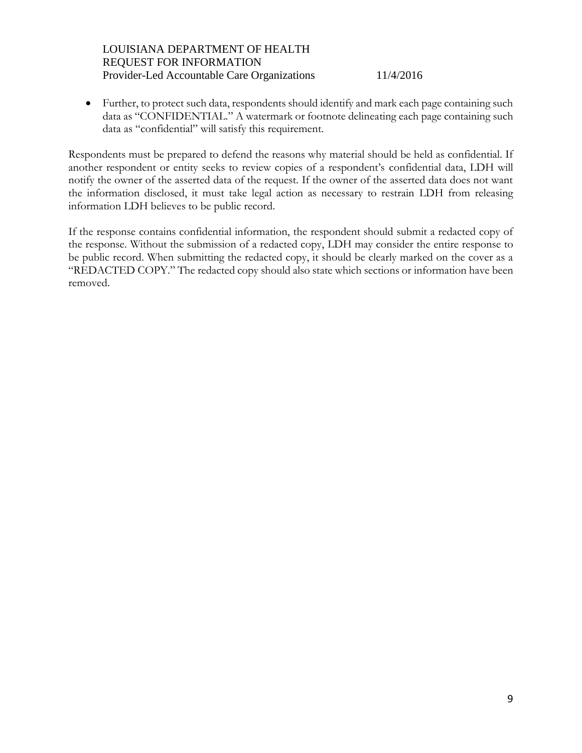- Further, to protect such data, respondents should identify and mark each page containing such data as "CONFIDENTIAL." A watermark or footnote delineating each page containing such data as "confidential" will satisfy this requirement.

Respondents must be prepared to defend the reasons why material should be held as confidential. If another respondent or entity seeks to review copies of a respondent's confidential data, LDH will notify the owner of the asserted data of the request. If the owner of the asserted data does not want the information disclosed, it must take legal action as necessary to restrain LDH from releasing information LDH believes to be public record.

If the response contains confidential information, the respondent should submit a redacted copy of the response. Without the submission of a redacted copy, LDH may consider the entire response to be public record. When submitting the redacted copy, it should be clearly marked on the cover as a "REDACTED COPY." The redacted copy should also state which sections or information have been removed.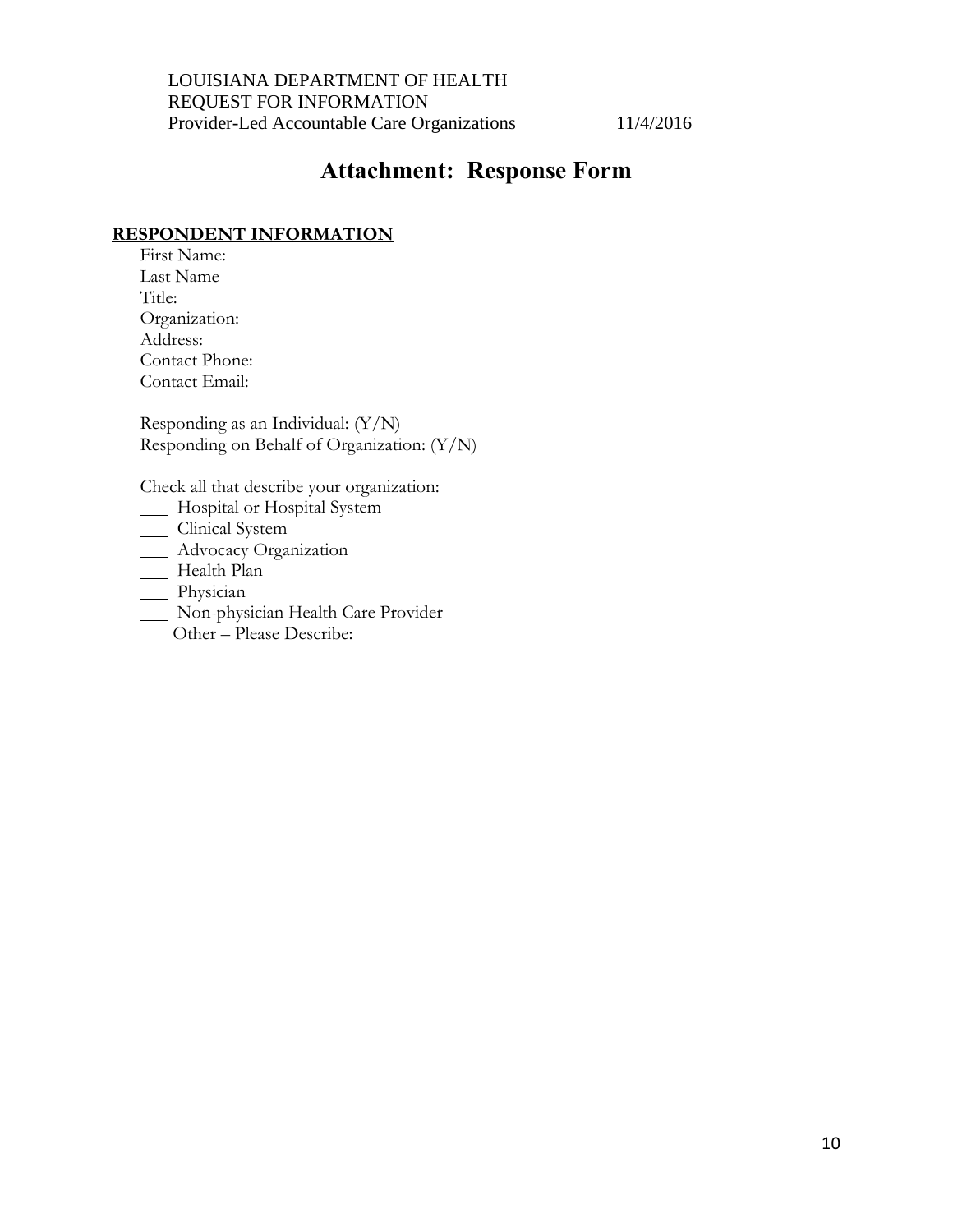# Attachment: Response Form

**RESPONDENT INFORMATION**

First Name:
Last Name
Title:
Organization:
Address:
Contact Phone:
Contact Email:

Responding as an Individual: (Y/N)
Responding on Behalf of Organization: (Y/N)

Check all that describe your organization:

___ Hospital or Hospital System
___ Clinical System
___ Advocacy Organization
___ Health Plan
___ Physician
___ Non-physician Health Care Provider
___ Other – Please Describe: ______________________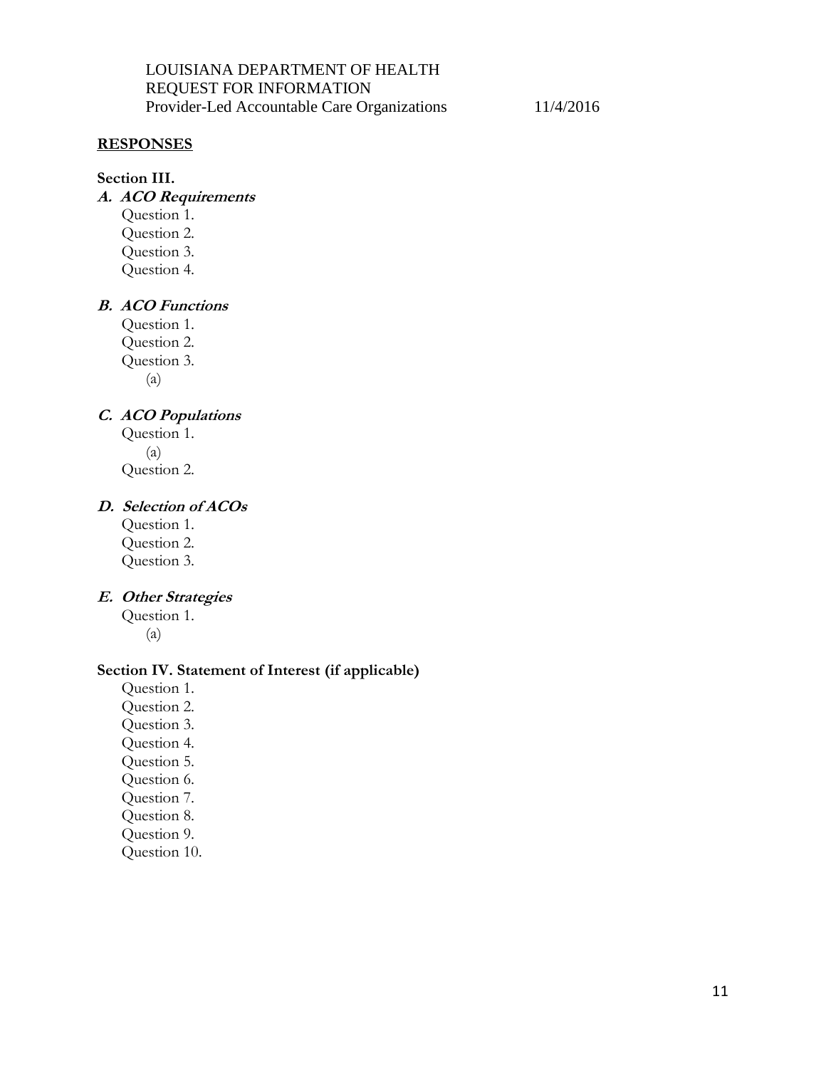LOUISIANA DEPARTMENT OF HEALTH
REQUEST FOR INFORMATION
Provider-Led Accountable Care Organizations 11/4/2016

**RESPONSES**

**Section III.**

***A. ACO Requirements***

Question 1.
Question 2.
Question 3.
Question 4.

***B. ACO Functions***

Question 1.
Question 2.
Question 3.
(a)

***C. ACO Populations***

Question 1.
(a)
Question 2.

***D. Selection of ACOs***

Question 1.
Question 2.
Question 3.

***E. Other Strategies***

Question 1.
(a)

**Section IV. Statement of Interest (if applicable)**

Question 1.
Question 2.
Question 3.
Question 4.
Question 5.
Question 6.
Question 7.
Question 8.
Question 9.
Question 10.